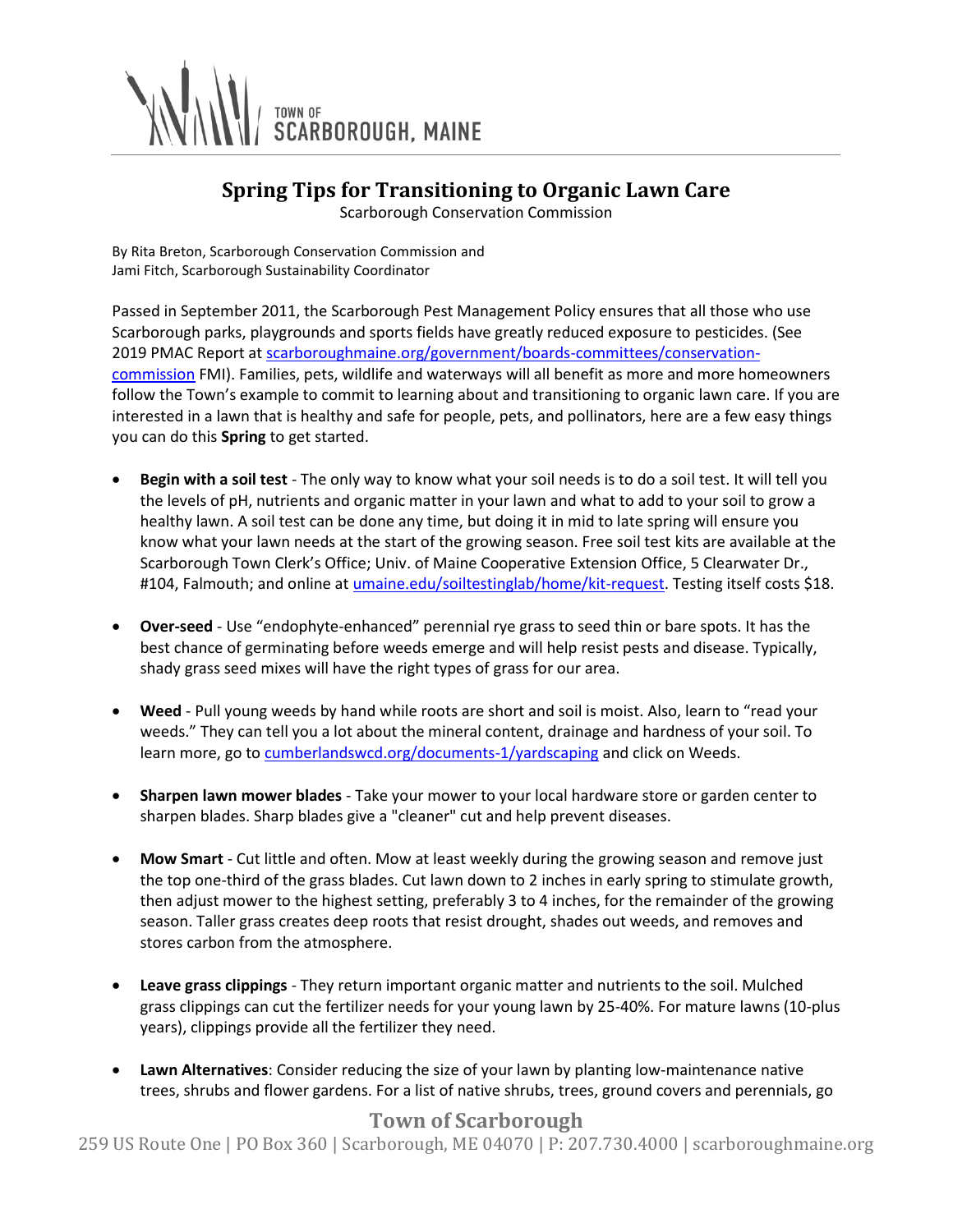TOWN OF
SCARBOROUGH, MAINE

# Spring Tips for Transitioning to Organic Lawn Care

Scarborough Conservation Commission

By Rita Breton, Scarborough Conservation Commission and
Jami Fitch, Scarborough Sustainability Coordinator

Passed in September 2011, the Scarborough Pest Management Policy ensures that all those who use Scarborough parks, playgrounds and sports fields have greatly reduced exposure to pesticides. (See 2019 PMAC Report at [scarboroughmaine.org/government/boards-committees/conservation-commission](scarboroughmaine.org/government/boards-committees/conservation-commission) FMI). Families, pets, wildlife and waterways will all benefit as more and more homeowners follow the Town's example to commit to learning about and transitioning to organic lawn care. If you are interested in a lawn that is healthy and safe for people, pets, and pollinators, here are a few easy things you can do this **Spring** to get started.

- **Begin with a soil test** - The only way to know what your soil needs is to do a soil test. It will tell you the levels of pH, nutrients and organic matter in your lawn and what to add to your soil to grow a healthy lawn. A soil test can be done any time, but doing it in mid to late spring will ensure you know what your lawn needs at the start of the growing season. Free soil test kits are available at the Scarborough Town Clerk's Office; Univ. of Maine Cooperative Extension Office, 5 Clearwater Dr., #104, Falmouth; and online at [umaine.edu/soiltestinglab/home/kit-request](umaine.edu/soiltestinglab/home/kit-request). Testing itself costs $18.

- **Over-seed** - Use "endophyte-enhanced" perennial rye grass to seed thin or bare spots. It has the best chance of germinating before weeds emerge and will help resist pests and disease. Typically, shady grass seed mixes will have the right types of grass for our area.

- **Weed** - Pull young weeds by hand while roots are short and soil is moist. Also, learn to "read your weeds." They can tell you a lot about the mineral content, drainage and hardness of your soil. To learn more, go to [cumberlandswcd.org/documents-1/yardscaping](cumberlandswcd.org/documents-1/yardscaping) and click on Weeds.

- **Sharpen lawn mower blades** - Take your mower to your local hardware store or garden center to sharpen blades. Sharp blades give a "cleaner" cut and help prevent diseases.

- **Mow Smart** - Cut little and often. Mow at least weekly during the growing season and remove just the top one-third of the grass blades. Cut lawn down to 2 inches in early spring to stimulate growth, then adjust mower to the highest setting, preferably 3 to 4 inches, for the remainder of the growing season. Taller grass creates deep roots that resist drought, shades out weeds, and removes and stores carbon from the atmosphere.

- **Leave grass clippings** - They return important organic matter and nutrients to the soil. Mulched grass clippings can cut the fertilizer needs for your young lawn by 25-40%. For mature lawns (10-plus years), clippings provide all the fertilizer they need.

- **Lawn Alternatives**: Consider reducing the size of your lawn by planting low-maintenance native trees, shrubs and flower gardens. For a list of native shrubs, trees, ground covers and perennials, go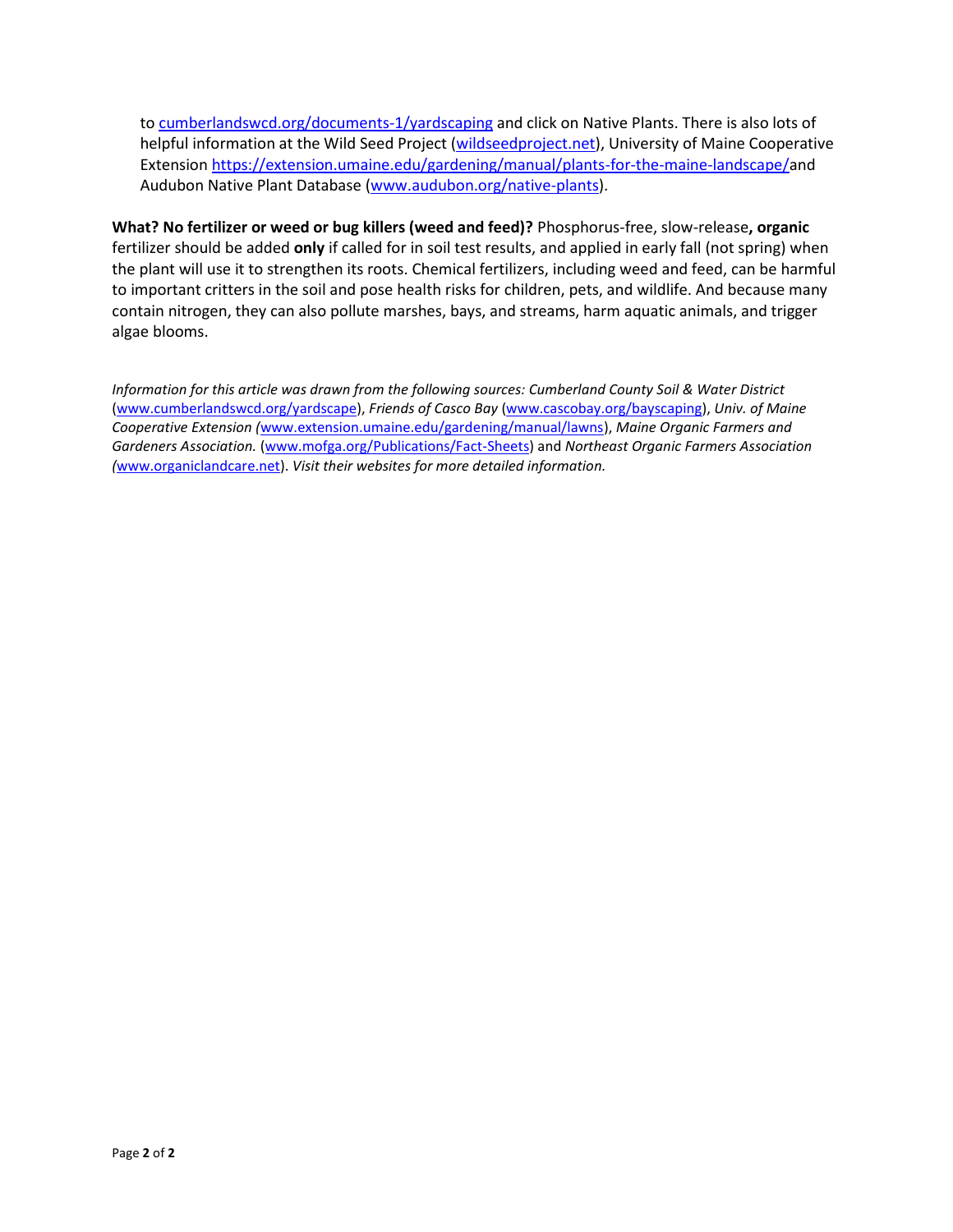to [cumberlandswcd.org/documents-1/yardscaping](cumberlandswcd.org/documents-1/yardscaping) and click on Native Plants. There is also lots of helpful information at the Wild Seed Project ([wildseedproject.net](wildseedproject.net)), University of Maine Cooperative Extension [https://extension.umaine.edu/gardening/manual/plants-for-the-maine-landscape/](https://extension.umaine.edu/gardening/manual/plants-for-the-maine-landscape/)and Audubon Native Plant Database ([www.audubon.org/native-plants](www.audubon.org/native-plants)).

**What? No fertilizer or weed or bug killers (weed and feed)?** Phosphorus-free, slow-release**, organic** fertilizer should be added **only** if called for in soil test results, and applied in early fall (not spring) when the plant will use it to strengthen its roots. Chemical fertilizers, including weed and feed, can be harmful to important critters in the soil and pose health risks for children, pets, and wildlife. And because many contain nitrogen, they can also pollute marshes, bays, and streams, harm aquatic animals, and trigger algae blooms.

*Information for this article was drawn from the following sources: Cumberland County Soil & Water District* ([www.cumberlandswcd.org/yardscape](www.cumberlandswcd.org/yardscape)), *Friends of Casco Bay* ([www.cascobay.org/bayscaping](www.cascobay.org/bayscaping)), *Univ. of Maine Cooperative Extension (*[www.extension.umaine.edu/gardening/manual/lawns](www.extension.umaine.edu/gardening/manual/lawns)), *Maine Organic Farmers and Gardeners Association.* ([www.mofga.org/Publications/Fact-Sheets](www.mofga.org/Publications/Fact-Sheets)) and *Northeast Organic Farmers Association (*[www.organiclandcare.net](www.organiclandcare.net)). *Visit their websites for more detailed information.*